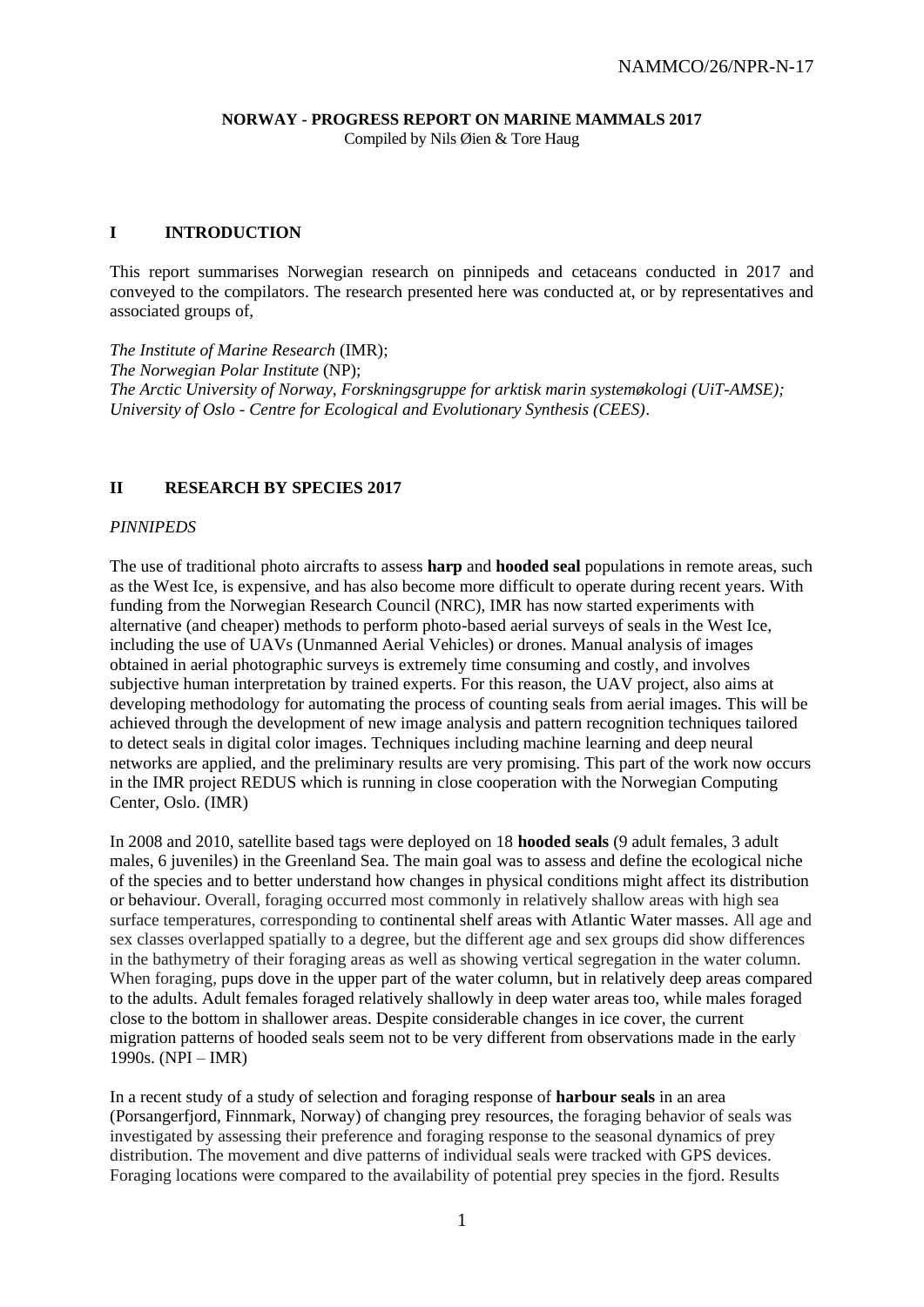NAMMCO/26/NPR-N-17

**NORWAY - PROGRESS REPORT ON MARINE MAMMALS 2017**
Compiled by Nils Øien & Tore Haug

## I INTRODUCTION

This report summarises Norwegian research on pinnipeds and cetaceans conducted in 2017 and conveyed to the compilators. The research presented here was conducted at, or by representatives and associated groups of,

*The Institute of Marine Research* (IMR);
*The Norwegian Polar Institute* (NP);
*The Arctic University of Norway, Forskningsgruppe for arktisk marin systemøkologi (UiT-AMSE);*
*University of Oslo - Centre for Ecological and Evolutionary Synthesis (CEES)*.

## II RESEARCH BY SPECIES 2017

*PINNIPEDS*

The use of traditional photo aircrafts to assess **harp** and **hooded seal** populations in remote areas, such as the West Ice, is expensive, and has also become more difficult to operate during recent years. With funding from the Norwegian Research Council (NRC), IMR has now started experiments with alternative (and cheaper) methods to perform photo-based aerial surveys of seals in the West Ice, including the use of UAVs (Unmanned Aerial Vehicles) or drones. Manual analysis of images obtained in aerial photographic surveys is extremely time consuming and costly, and involves subjective human interpretation by trained experts. For this reason, the UAV project, also aims at developing methodology for automating the process of counting seals from aerial images. This will be achieved through the development of new image analysis and pattern recognition techniques tailored to detect seals in digital color images. Techniques including machine learning and deep neural networks are applied, and the preliminary results are very promising. This part of the work now occurs in the IMR project REDUS which is running in close cooperation with the Norwegian Computing Center, Oslo. (IMR)

In 2008 and 2010, satellite based tags were deployed on 18 **hooded seals** (9 adult females, 3 adult males, 6 juveniles) in the Greenland Sea. The main goal was to assess and define the ecological niche of the species and to better understand how changes in physical conditions might affect its distribution or behaviour. Overall, foraging occurred most commonly in relatively shallow areas with high sea surface temperatures, corresponding to continental shelf areas with Atlantic Water masses. All age and sex classes overlapped spatially to a degree, but the different age and sex groups did show differences in the bathymetry of their foraging areas as well as showing vertical segregation in the water column. When foraging, pups dove in the upper part of the water column, but in relatively deep areas compared to the adults. Adult females foraged relatively shallowly in deep water areas too, while males foraged close to the bottom in shallower areas. Despite considerable changes in ice cover, the current migration patterns of hooded seals seem not to be very different from observations made in the early 1990s. (NPI – IMR)

In a recent study of a study of selection and foraging response of **harbour seals** in an area (Porsangerfjord, Finnmark, Norway) of changing prey resources, the foraging behavior of seals was investigated by assessing their preference and foraging response to the seasonal dynamics of prey distribution. The movement and dive patterns of individual seals were tracked with GPS devices. Foraging locations were compared to the availability of potential prey species in the fjord. Results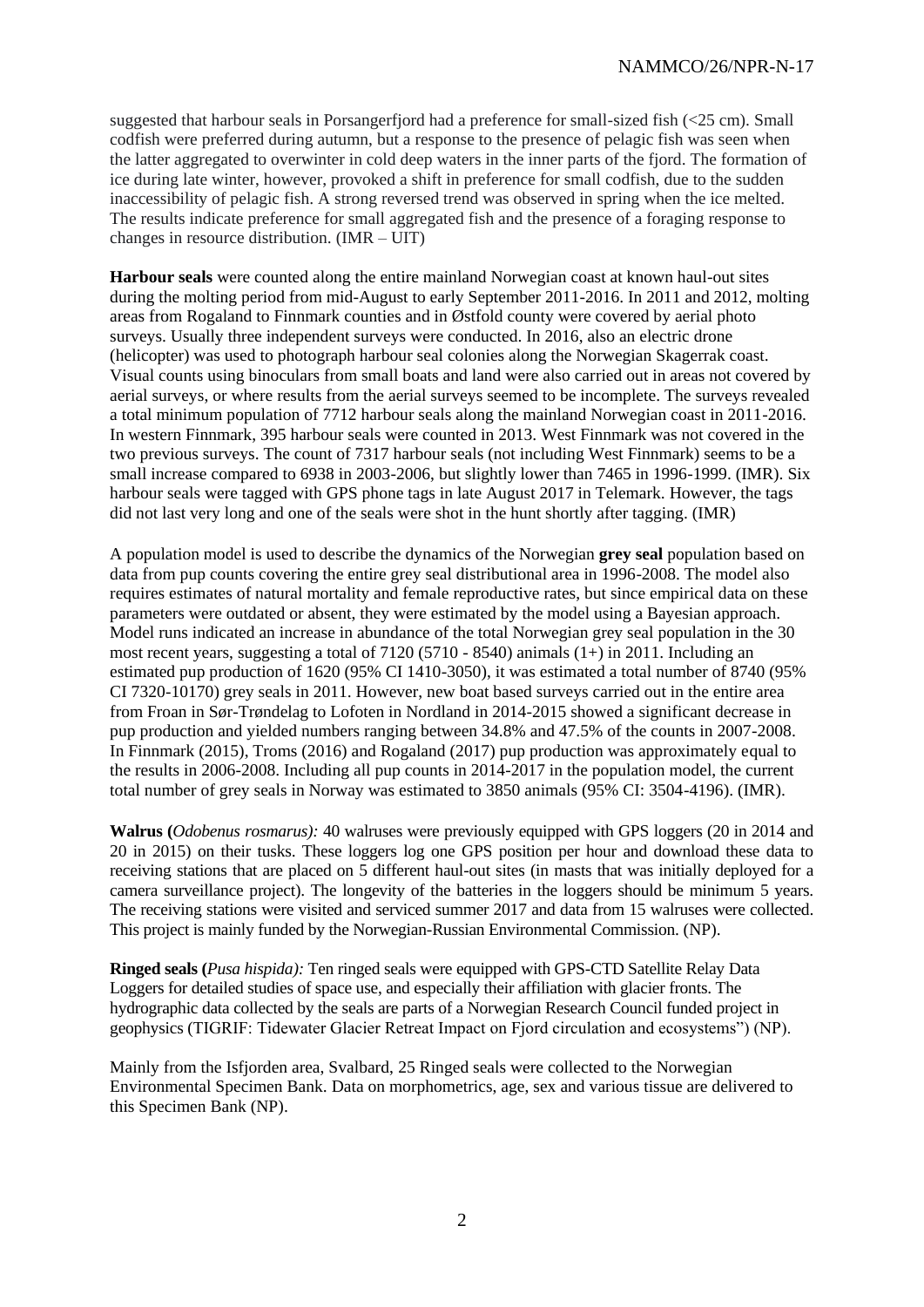suggested that harbour seals in Porsangerfjord had a preference for small-sized fish (<25 cm). Small codfish were preferred during autumn, but a response to the presence of pelagic fish was seen when the latter aggregated to overwinter in cold deep waters in the inner parts of the fjord. The formation of ice during late winter, however, provoked a shift in preference for small codfish, due to the sudden inaccessibility of pelagic fish. A strong reversed trend was observed in spring when the ice melted. The results indicate preference for small aggregated fish and the presence of a foraging response to changes in resource distribution. (IMR – UIT)

**Harbour seals** were counted along the entire mainland Norwegian coast at known haul-out sites during the molting period from mid-August to early September 2011-2016. In 2011 and 2012, molting areas from Rogaland to Finnmark counties and in Østfold county were covered by aerial photo surveys. Usually three independent surveys were conducted. In 2016, also an electric drone (helicopter) was used to photograph harbour seal colonies along the Norwegian Skagerrak coast. Visual counts using binoculars from small boats and land were also carried out in areas not covered by aerial surveys, or where results from the aerial surveys seemed to be incomplete. The surveys revealed a total minimum population of 7712 harbour seals along the mainland Norwegian coast in 2011-2016. In western Finnmark, 395 harbour seals were counted in 2013. West Finnmark was not covered in the two previous surveys. The count of 7317 harbour seals (not including West Finnmark) seems to be a small increase compared to 6938 in 2003-2006, but slightly lower than 7465 in 1996-1999. (IMR). Six harbour seals were tagged with GPS phone tags in late August 2017 in Telemark. However, the tags did not last very long and one of the seals were shot in the hunt shortly after tagging. (IMR)

A population model is used to describe the dynamics of the Norwegian **grey seal** population based on data from pup counts covering the entire grey seal distributional area in 1996-2008. The model also requires estimates of natural mortality and female reproductive rates, but since empirical data on these parameters were outdated or absent, they were estimated by the model using a Bayesian approach. Model runs indicated an increase in abundance of the total Norwegian grey seal population in the 30 most recent years, suggesting a total of 7120 (5710 - 8540) animals (1+) in 2011. Including an estimated pup production of 1620 (95% CI 1410-3050), it was estimated a total number of 8740 (95% CI 7320-10170) grey seals in 2011. However, new boat based surveys carried out in the entire area from Froan in Sør-Trøndelag to Lofoten in Nordland in 2014-2015 showed a significant decrease in pup production and yielded numbers ranging between 34.8% and 47.5% of the counts in 2007-2008. In Finnmark (2015), Troms (2016) and Rogaland (2017) pup production was approximately equal to the results in 2006-2008. Including all pup counts in 2014-2017 in the population model, the current total number of grey seals in Norway was estimated to 3850 animals (95% CI: 3504-4196). (IMR).

**Walrus (*Odobenus rosmarus*):** 40 walruses were previously equipped with GPS loggers (20 in 2014 and 20 in 2015) on their tusks. These loggers log one GPS position per hour and download these data to receiving stations that are placed on 5 different haul-out sites (in masts that was initially deployed for a camera surveillance project). The longevity of the batteries in the loggers should be minimum 5 years. The receiving stations were visited and serviced summer 2017 and data from 15 walruses were collected. This project is mainly funded by the Norwegian-Russian Environmental Commission. (NP).

**Ringed seals (*Pusa hispida*):** Ten ringed seals were equipped with GPS-CTD Satellite Relay Data Loggers for detailed studies of space use, and especially their affiliation with glacier fronts. The hydrographic data collected by the seals are parts of a Norwegian Research Council funded project in geophysics (TIGRIF: Tidewater Glacier Retreat Impact on Fjord circulation and ecosystems") (NP).

Mainly from the Isfjorden area, Svalbard, 25 Ringed seals were collected to the Norwegian Environmental Specimen Bank. Data on morphometrics, age, sex and various tissue are delivered to this Specimen Bank (NP).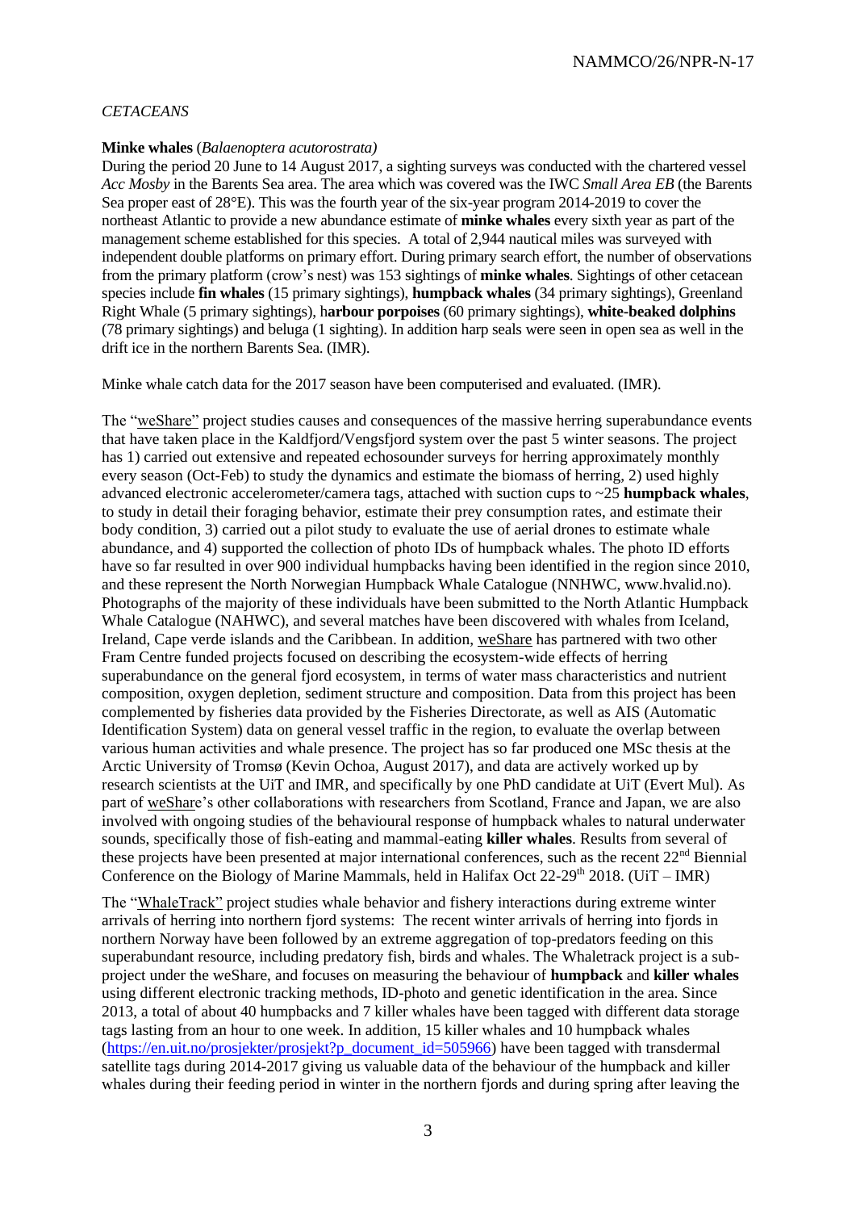*CETACEANS*

**Minke whales** (*Balaenoptera acutorostrata)*

During the period 20 June to 14 August 2017, a sighting surveys was conducted with the chartered vessel *Acc Mosby* in the Barents Sea area. The area which was covered was the IWC *Small Area EB* (the Barents Sea proper east of 28°E). This was the fourth year of the six-year program 2014-2019 to cover the northeast Atlantic to provide a new abundance estimate of **minke whales** every sixth year as part of the management scheme established for this species. A total of 2,944 nautical miles was surveyed with independent double platforms on primary effort. During primary search effort, the number of observations from the primary platform (crow's nest) was 153 sightings of **minke whales**. Sightings of other cetacean species include **fin whales** (15 primary sightings), **humpback whales** (34 primary sightings), Greenland Right Whale (5 primary sightings), h**arbour porpoises** (60 primary sightings), **white-beaked dolphins** (78 primary sightings) and beluga (1 sighting). In addition harp seals were seen in open sea as well in the drift ice in the northern Barents Sea. (IMR).

Minke whale catch data for the 2017 season have been computerised and evaluated. (IMR).

The "weShare" project studies causes and consequences of the massive herring superabundance events that have taken place in the Kaldfjord/Vengsfjord system over the past 5 winter seasons. The project has 1) carried out extensive and repeated echosounder surveys for herring approximately monthly every season (Oct-Feb) to study the dynamics and estimate the biomass of herring, 2) used highly advanced electronic accelerometer/camera tags, attached with suction cups to ~25 **humpback whales**, to study in detail their foraging behavior, estimate their prey consumption rates, and estimate their body condition, 3) carried out a pilot study to evaluate the use of aerial drones to estimate whale abundance, and 4) supported the collection of photo IDs of humpback whales. The photo ID efforts have so far resulted in over 900 individual humpbacks having been identified in the region since 2010, and these represent the North Norwegian Humpback Whale Catalogue (NNHWC, www.hvalid.no). Photographs of the majority of these individuals have been submitted to the North Atlantic Humpback Whale Catalogue (NAHWC), and several matches have been discovered with whales from Iceland, Ireland, Cape verde islands and the Caribbean. In addition, weShare has partnered with two other Fram Centre funded projects focused on describing the ecosystem-wide effects of herring superabundance on the general fjord ecosystem, in terms of water mass characteristics and nutrient composition, oxygen depletion, sediment structure and composition. Data from this project has been complemented by fisheries data provided by the Fisheries Directorate, as well as AIS (Automatic Identification System) data on general vessel traffic in the region, to evaluate the overlap between various human activities and whale presence. The project has so far produced one MSc thesis at the Arctic University of Tromsø (Kevin Ochoa, August 2017), and data are actively worked up by research scientists at the UiT and IMR, and specifically by one PhD candidate at UiT (Evert Mul). As part of weShare's other collaborations with researchers from Scotland, France and Japan, we are also involved with ongoing studies of the behavioural response of humpback whales to natural underwater sounds, specifically those of fish-eating and mammal-eating **killer whales**. Results from several of these projects have been presented at major international conferences, such as the recent 22nd Biennial Conference on the Biology of Marine Mammals, held in Halifax Oct 22-29th 2018. (UiT – IMR)

The "WhaleTrack" project studies whale behavior and fishery interactions during extreme winter arrivals of herring into northern fjord systems: The recent winter arrivals of herring into fjords in northern Norway have been followed by an extreme aggregation of top-predators feeding on this superabundant resource, including predatory fish, birds and whales. The Whaletrack project is a sub-project under the weShare, and focuses on measuring the behaviour of **humpback** and **killer whales** using different electronic tracking methods, ID-photo and genetic identification in the area. Since 2013, a total of about 40 humpbacks and 7 killer whales have been tagged with different data storage tags lasting from an hour to one week. In addition, 15 killer whales and 10 humpback whales (https://en.uit.no/prosjekter/prosjekt?p_document_id=505966) have been tagged with transdermal satellite tags during 2014-2017 giving us valuable data of the behaviour of the humpback and killer whales during their feeding period in winter in the northern fjords and during spring after leaving the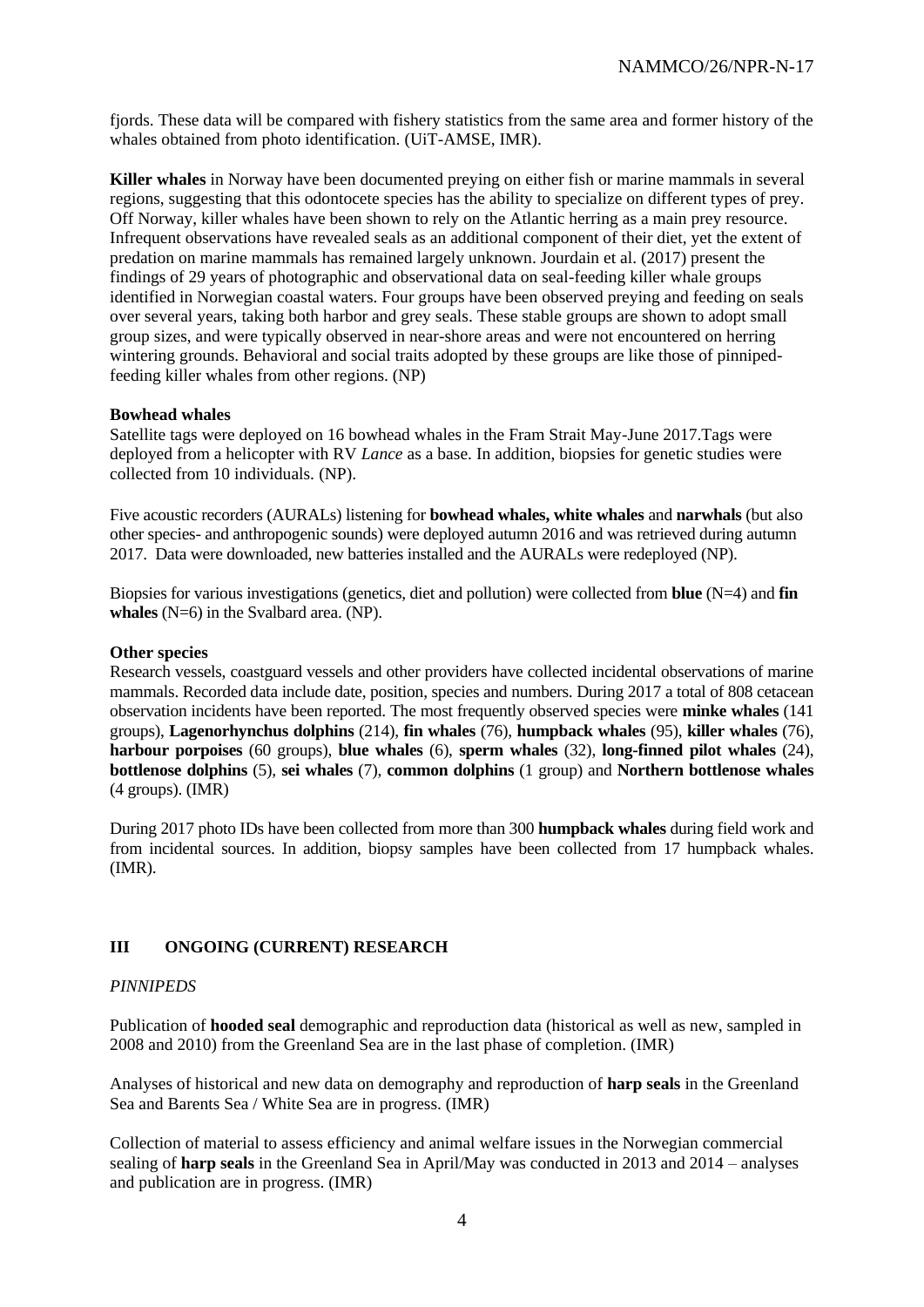fjords. These data will be compared with fishery statistics from the same area and former history of the whales obtained from photo identification. (UiT-AMSE, IMR).

**Killer whales** in Norway have been documented preying on either fish or marine mammals in several regions, suggesting that this odontocete species has the ability to specialize on different types of prey. Off Norway, killer whales have been shown to rely on the Atlantic herring as a main prey resource. Infrequent observations have revealed seals as an additional component of their diet, yet the extent of predation on marine mammals has remained largely unknown. Jourdain et al. (2017) present the findings of 29 years of photographic and observational data on seal-feeding killer whale groups identified in Norwegian coastal waters. Four groups have been observed preying and feeding on seals over several years, taking both harbor and grey seals. These stable groups are shown to adopt small group sizes, and were typically observed in near-shore areas and were not encountered on herring wintering grounds. Behavioral and social traits adopted by these groups are like those of pinniped-feeding killer whales from other regions. (NP)

**Bowhead whales**

Satellite tags were deployed on 16 bowhead whales in the Fram Strait May-June 2017.Tags were deployed from a helicopter with RV *Lance* as a base. In addition, biopsies for genetic studies were collected from 10 individuals. (NP).

Five acoustic recorders (AURALs) listening for **bowhead whales, white whales** and **narwhals** (but also other species- and anthropogenic sounds) were deployed autumn 2016 and was retrieved during autumn 2017. Data were downloaded, new batteries installed and the AURALs were redeployed (NP).

Biopsies for various investigations (genetics, diet and pollution) were collected from **blue** (N=4) and **fin whales** (N=6) in the Svalbard area. (NP).

**Other species**

Research vessels, coastguard vessels and other providers have collected incidental observations of marine mammals. Recorded data include date, position, species and numbers. During 2017 a total of 808 cetacean observation incidents have been reported. The most frequently observed species were **minke whales** (141 groups), **Lagenorhynchus dolphins** (214), **fin whales** (76), **humpback whales** (95), **killer whales** (76), **harbour porpoises** (60 groups), **blue whales** (6), **sperm whales** (32), **long-finned pilot whales** (24), **bottlenose dolphins** (5), **sei whales** (7), **common dolphins** (1 group) and **Northern bottlenose whales** (4 groups). (IMR)

During 2017 photo IDs have been collected from more than 300 **humpback whales** during field work and from incidental sources. In addition, biopsy samples have been collected from 17 humpback whales. (IMR).

## III ONGOING (CURRENT) RESEARCH

*PINNIPEDS*

Publication of **hooded seal** demographic and reproduction data (historical as well as new, sampled in 2008 and 2010) from the Greenland Sea are in the last phase of completion. (IMR)

Analyses of historical and new data on demography and reproduction of **harp seals** in the Greenland Sea and Barents Sea / White Sea are in progress. (IMR)

Collection of material to assess efficiency and animal welfare issues in the Norwegian commercial sealing of **harp seals** in the Greenland Sea in April/May was conducted in 2013 and 2014 – analyses and publication are in progress. (IMR)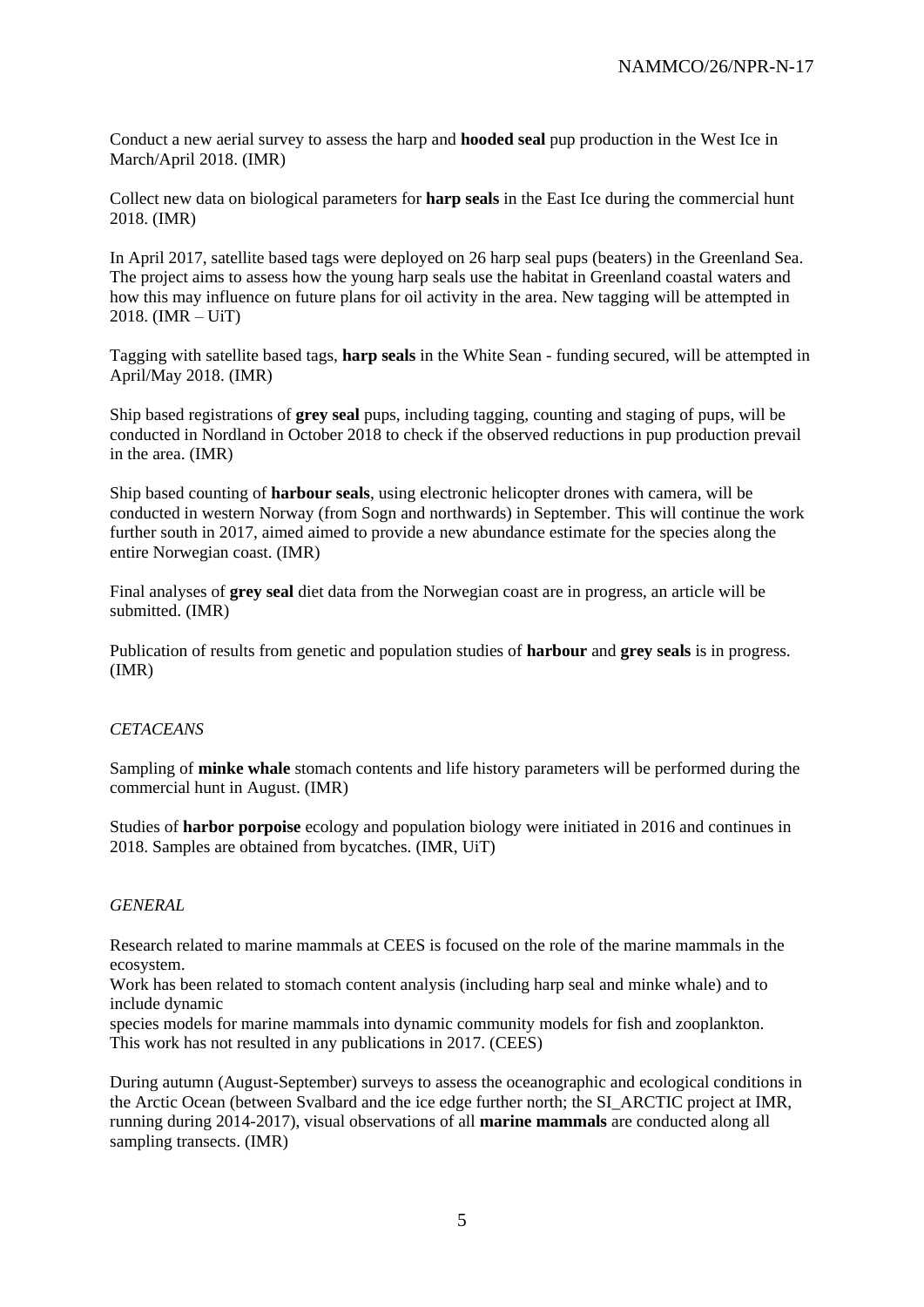Conduct a new aerial survey to assess the harp and **hooded seal** pup production in the West Ice in March/April 2018. (IMR)

Collect new data on biological parameters for **harp seals** in the East Ice during the commercial hunt 2018. (IMR)

In April 2017, satellite based tags were deployed on 26 harp seal pups (beaters) in the Greenland Sea. The project aims to assess how the young harp seals use the habitat in Greenland coastal waters and how this may influence on future plans for oil activity in the area. New tagging will be attempted in 2018. (IMR – UiT)

Tagging with satellite based tags, **harp seals** in the White Sean - funding secured, will be attempted in April/May 2018. (IMR)

Ship based registrations of **grey seal** pups, including tagging, counting and staging of pups, will be conducted in Nordland in October 2018 to check if the observed reductions in pup production prevail in the area. (IMR)

Ship based counting of **harbour seals**, using electronic helicopter drones with camera, will be conducted in western Norway (from Sogn and northwards) in September. This will continue the work further south in 2017, aimed aimed to provide a new abundance estimate for the species along the entire Norwegian coast. (IMR)

Final analyses of **grey seal** diet data from the Norwegian coast are in progress, an article will be submitted. (IMR)

Publication of results from genetic and population studies of **harbour** and **grey seals** is in progress. (IMR)

*CETACEANS*

Sampling of **minke whale** stomach contents and life history parameters will be performed during the commercial hunt in August. (IMR)

Studies of **harbor porpoise** ecology and population biology were initiated in 2016 and continues in 2018. Samples are obtained from bycatches. (IMR, UiT)

*GENERAL*

Research related to marine mammals at CEES is focused on the role of the marine mammals in the ecosystem.
Work has been related to stomach content analysis (including harp seal and minke whale) and to include dynamic
species models for marine mammals into dynamic community models for fish and zooplankton.
This work has not resulted in any publications in 2017. (CEES)

During autumn (August-September) surveys to assess the oceanographic and ecological conditions in the Arctic Ocean (between Svalbard and the ice edge further north; the SI_ARCTIC project at IMR, running during 2014-2017), visual observations of all **marine mammals** are conducted along all sampling transects. (IMR)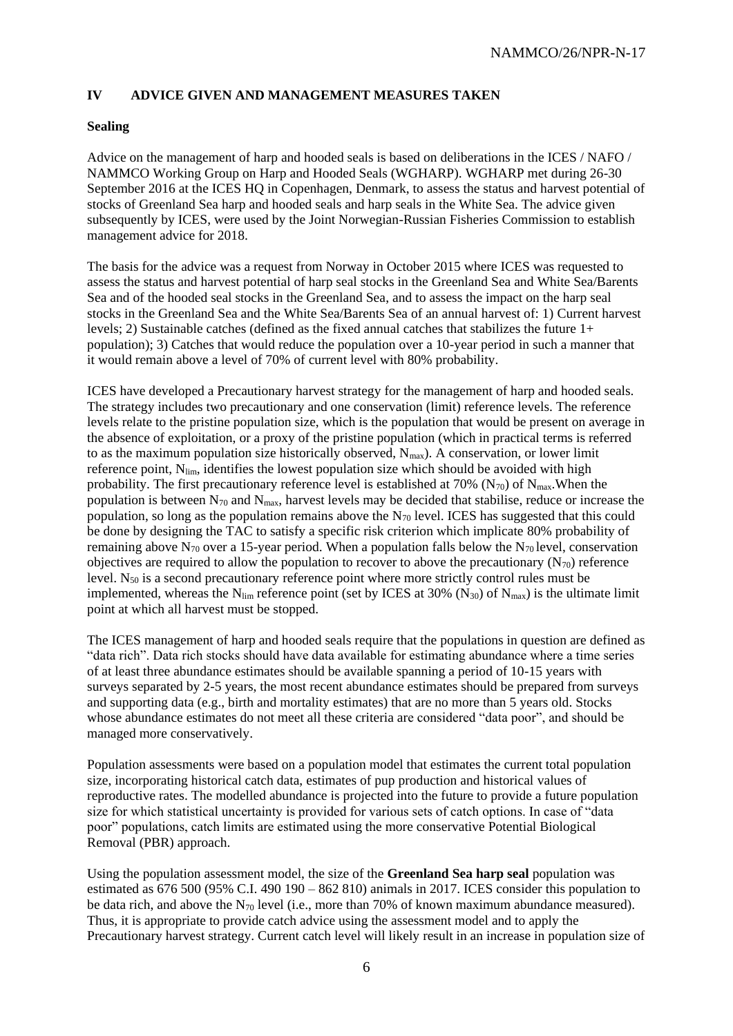## IV ADVICE GIVEN AND MANAGEMENT MEASURES TAKEN

### Sealing

Advice on the management of harp and hooded seals is based on deliberations in the ICES / NAFO / NAMMCO Working Group on Harp and Hooded Seals (WGHARP). WGHARP met during 26-30 September 2016 at the ICES HQ in Copenhagen, Denmark, to assess the status and harvest potential of stocks of Greenland Sea harp and hooded seals and harp seals in the White Sea. The advice given subsequently by ICES, were used by the Joint Norwegian-Russian Fisheries Commission to establish management advice for 2018.

The basis for the advice was a request from Norway in October 2015 where ICES was requested to assess the status and harvest potential of harp seal stocks in the Greenland Sea and White Sea/Barents Sea and of the hooded seal stocks in the Greenland Sea, and to assess the impact on the harp seal stocks in the Greenland Sea and the White Sea/Barents Sea of an annual harvest of: 1) Current harvest levels; 2) Sustainable catches (defined as the fixed annual catches that stabilizes the future 1+ population); 3) Catches that would reduce the population over a 10-year period in such a manner that it would remain above a level of 70% of current level with 80% probability.

ICES have developed a Precautionary harvest strategy for the management of harp and hooded seals. The strategy includes two precautionary and one conservation (limit) reference levels. The reference levels relate to the pristine population size, which is the population that would be present on average in the absence of exploitation, or a proxy of the pristine population (which in practical terms is referred to as the maximum population size historically observed, $N_{max}$). A conservation, or lower limit reference point, $N_{lim}$, identifies the lowest population size which should be avoided with high probability. The first precautionary reference level is established at 70% ($N_{70}$) of $N_{max}$. When the population is between $N_{70}$ and $N_{max}$, harvest levels may be decided that stabilise, reduce or increase the population, so long as the population remains above the $N_{70}$ level. ICES has suggested that this could be done by designing the TAC to satisfy a specific risk criterion which implicate 80% probability of remaining above $N_{70}$ over a 15-year period. When a population falls below the $N_{70}$ level, conservation objectives are required to allow the population to recover to above the precautionary ($N_{70}$) reference level. $N_{50}$ is a second precautionary reference point where more strictly control rules must be implemented, whereas the $N_{lim}$ reference point (set by ICES at 30% ($N_{30}$) of $N_{max}$) is the ultimate limit point at which all harvest must be stopped.

The ICES management of harp and hooded seals require that the populations in question are defined as "data rich". Data rich stocks should have data available for estimating abundance where a time series of at least three abundance estimates should be available spanning a period of 10-15 years with surveys separated by 2-5 years, the most recent abundance estimates should be prepared from surveys and supporting data (e.g., birth and mortality estimates) that are no more than 5 years old. Stocks whose abundance estimates do not meet all these criteria are considered "data poor", and should be managed more conservatively.

Population assessments were based on a population model that estimates the current total population size, incorporating historical catch data, estimates of pup production and historical values of reproductive rates. The modelled abundance is projected into the future to provide a future population size for which statistical uncertainty is provided for various sets of catch options. In case of "data poor" populations, catch limits are estimated using the more conservative Potential Biological Removal (PBR) approach.

Using the population assessment model, the size of the **Greenland Sea harp seal** population was estimated as 676 500 (95% C.I. 490 190 – 862 810) animals in 2017. ICES consider this population to be data rich, and above the $N_{70}$ level (i.e., more than 70% of known maximum abundance measured). Thus, it is appropriate to provide catch advice using the assessment model and to apply the Precautionary harvest strategy. Current catch level will likely result in an increase in population size of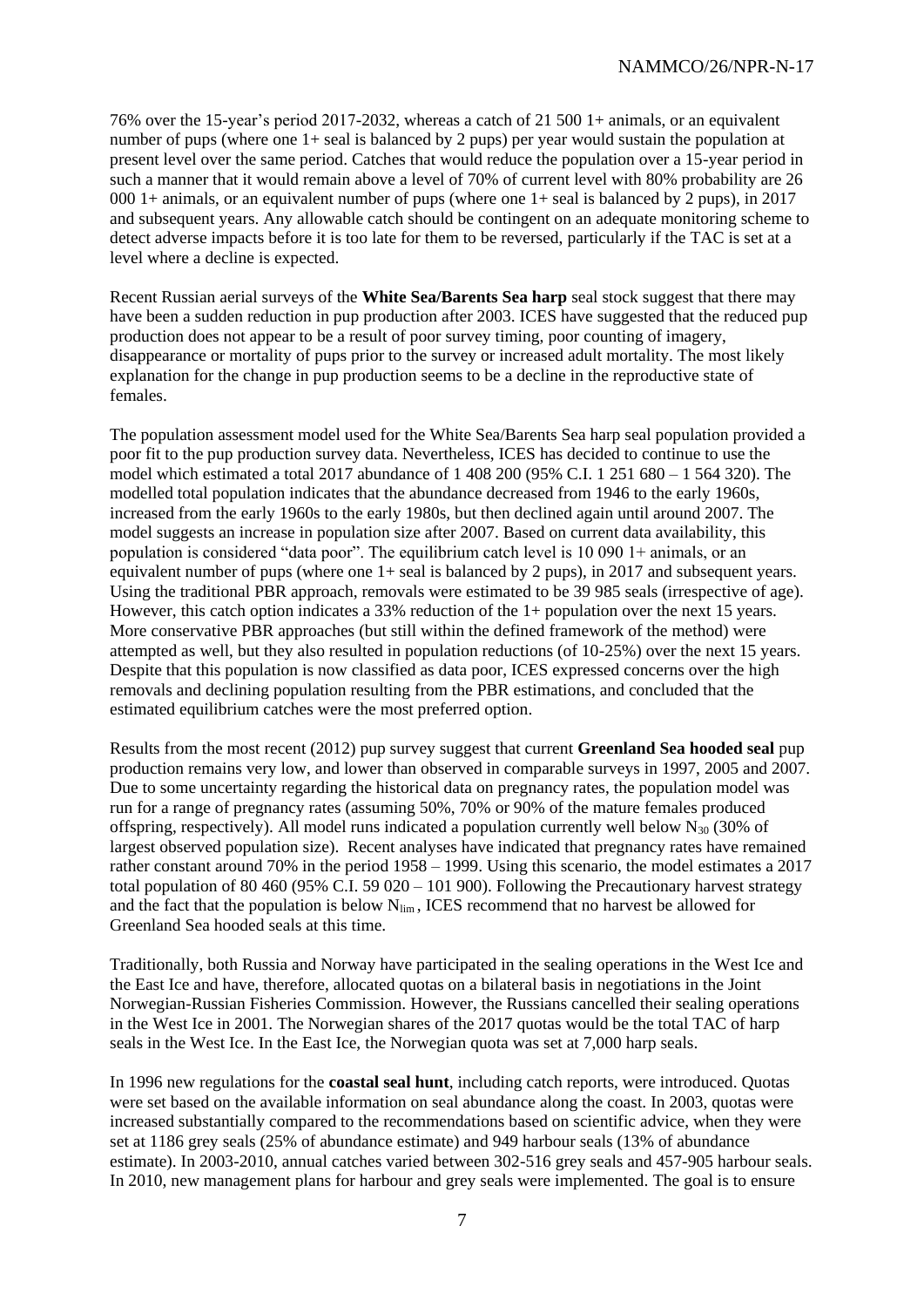76% over the 15-year's period 2017-2032, whereas a catch of 21 500 1+ animals, or an equivalent number of pups (where one 1+ seal is balanced by 2 pups) per year would sustain the population at present level over the same period. Catches that would reduce the population over a 15-year period in such a manner that it would remain above a level of 70% of current level with 80% probability are 26 000 1+ animals, or an equivalent number of pups (where one 1+ seal is balanced by 2 pups), in 2017 and subsequent years. Any allowable catch should be contingent on an adequate monitoring scheme to detect adverse impacts before it is too late for them to be reversed, particularly if the TAC is set at a level where a decline is expected.

Recent Russian aerial surveys of the **White Sea/Barents Sea harp** seal stock suggest that there may have been a sudden reduction in pup production after 2003. ICES have suggested that the reduced pup production does not appear to be a result of poor survey timing, poor counting of imagery, disappearance or mortality of pups prior to the survey or increased adult mortality. The most likely explanation for the change in pup production seems to be a decline in the reproductive state of females.

The population assessment model used for the White Sea/Barents Sea harp seal population provided a poor fit to the pup production survey data. Nevertheless, ICES has decided to continue to use the model which estimated a total 2017 abundance of 1 408 200 (95% C.I. 1 251 680 – 1 564 320). The modelled total population indicates that the abundance decreased from 1946 to the early 1960s, increased from the early 1960s to the early 1980s, but then declined again until around 2007. The model suggests an increase in population size after 2007. Based on current data availability, this population is considered "data poor". The equilibrium catch level is 10 090 1+ animals, or an equivalent number of pups (where one 1+ seal is balanced by 2 pups), in 2017 and subsequent years. Using the traditional PBR approach, removals were estimated to be 39 985 seals (irrespective of age). However, this catch option indicates a 33% reduction of the 1+ population over the next 15 years. More conservative PBR approaches (but still within the defined framework of the method) were attempted as well, but they also resulted in population reductions (of 10-25%) over the next 15 years. Despite that this population is now classified as data poor, ICES expressed concerns over the high removals and declining population resulting from the PBR estimations, and concluded that the estimated equilibrium catches were the most preferred option.

Results from the most recent (2012) pup survey suggest that current **Greenland Sea hooded seal** pup production remains very low, and lower than observed in comparable surveys in 1997, 2005 and 2007. Due to some uncertainty regarding the historical data on pregnancy rates, the population model was run for a range of pregnancy rates (assuming 50%, 70% or 90% of the mature females produced offspring, respectively). All model runs indicated a population currently well below $N_{30}$ (30% of largest observed population size). Recent analyses have indicated that pregnancy rates have remained rather constant around 70% in the period 1958 – 1999. Using this scenario, the model estimates a 2017 total population of 80 460 (95% C.I. 59 020 – 101 900). Following the Precautionary harvest strategy and the fact that the population is below $N_{lim}$, ICES recommend that no harvest be allowed for Greenland Sea hooded seals at this time.

Traditionally, both Russia and Norway have participated in the sealing operations in the West Ice and the East Ice and have, therefore, allocated quotas on a bilateral basis in negotiations in the Joint Norwegian-Russian Fisheries Commission. However, the Russians cancelled their sealing operations in the West Ice in 2001. The Norwegian shares of the 2017 quotas would be the total TAC of harp seals in the West Ice. In the East Ice, the Norwegian quota was set at 7,000 harp seals.

In 1996 new regulations for the **coastal seal hunt**, including catch reports, were introduced. Quotas were set based on the available information on seal abundance along the coast. In 2003, quotas were increased substantially compared to the recommendations based on scientific advice, when they were set at 1186 grey seals (25% of abundance estimate) and 949 harbour seals (13% of abundance estimate). In 2003-2010, annual catches varied between 302-516 grey seals and 457-905 harbour seals. In 2010, new management plans for harbour and grey seals were implemented. The goal is to ensure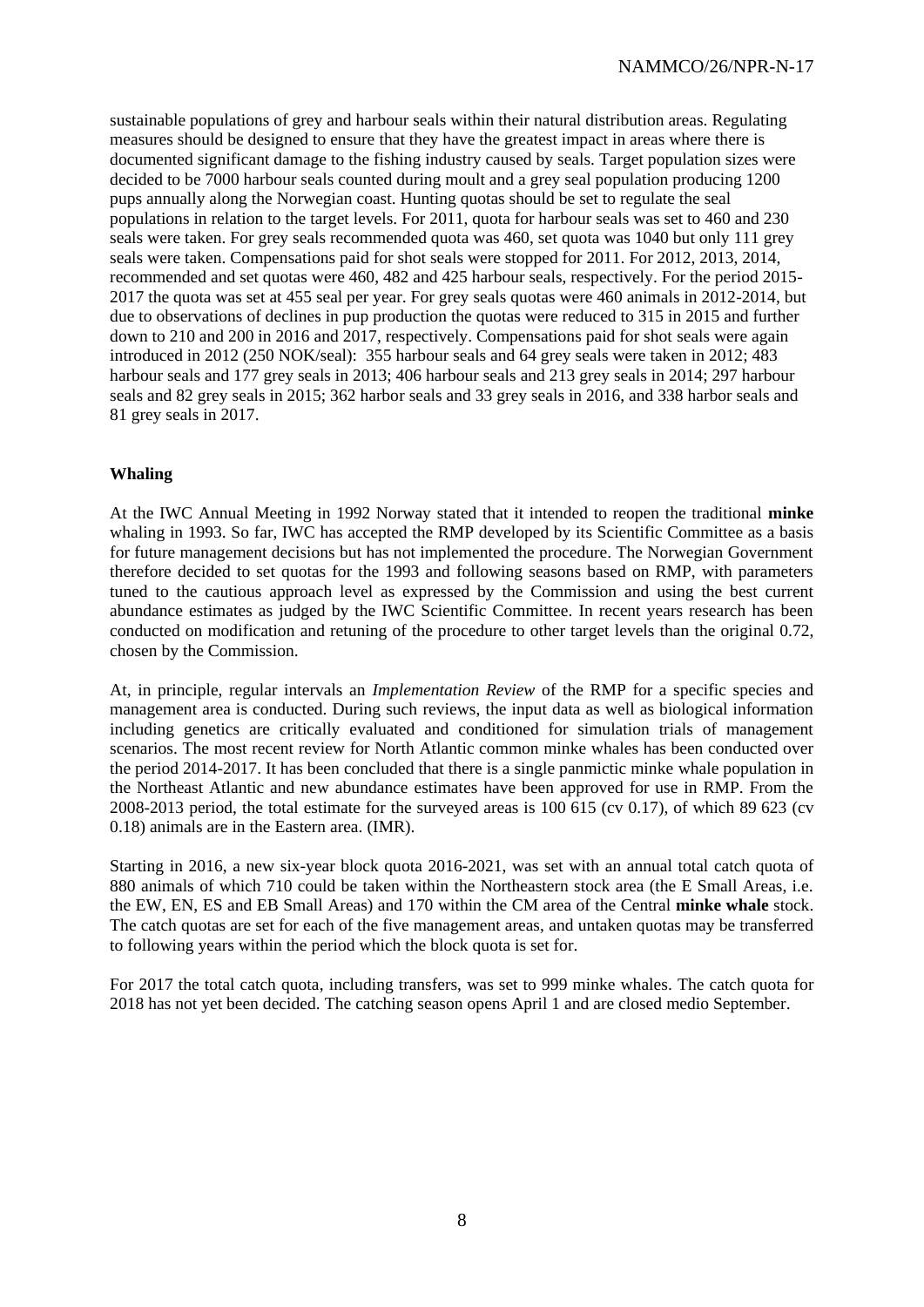sustainable populations of grey and harbour seals within their natural distribution areas. Regulating measures should be designed to ensure that they have the greatest impact in areas where there is documented significant damage to the fishing industry caused by seals. Target population sizes were decided to be 7000 harbour seals counted during moult and a grey seal population producing 1200 pups annually along the Norwegian coast. Hunting quotas should be set to regulate the seal populations in relation to the target levels. For 2011, quota for harbour seals was set to 460 and 230 seals were taken. For grey seals recommended quota was 460, set quota was 1040 but only 111 grey seals were taken. Compensations paid for shot seals were stopped for 2011. For 2012, 2013, 2014, recommended and set quotas were 460, 482 and 425 harbour seals, respectively. For the period 2015-2017 the quota was set at 455 seal per year. For grey seals quotas were 460 animals in 2012-2014, but due to observations of declines in pup production the quotas were reduced to 315 in 2015 and further down to 210 and 200 in 2016 and 2017, respectively. Compensations paid for shot seals were again introduced in 2012 (250 NOK/seal): 355 harbour seals and 64 grey seals were taken in 2012; 483 harbour seals and 177 grey seals in 2013; 406 harbour seals and 213 grey seals in 2014; 297 harbour seals and 82 grey seals in 2015; 362 harbor seals and 33 grey seals in 2016, and 338 harbor seals and 81 grey seals in 2017.

**Whaling**

At the IWC Annual Meeting in 1992 Norway stated that it intended to reopen the traditional **minke** whaling in 1993. So far, IWC has accepted the RMP developed by its Scientific Committee as a basis for future management decisions but has not implemented the procedure. The Norwegian Government therefore decided to set quotas for the 1993 and following seasons based on RMP, with parameters tuned to the cautious approach level as expressed by the Commission and using the best current abundance estimates as judged by the IWC Scientific Committee. In recent years research has been conducted on modification and retuning of the procedure to other target levels than the original 0.72, chosen by the Commission.

At, in principle, regular intervals an *Implementation Review* of the RMP for a specific species and management area is conducted. During such reviews, the input data as well as biological information including genetics are critically evaluated and conditioned for simulation trials of management scenarios. The most recent review for North Atlantic common minke whales has been conducted over the period 2014-2017. It has been concluded that there is a single panmictic minke whale population in the Northeast Atlantic and new abundance estimates have been approved for use in RMP. From the 2008-2013 period, the total estimate for the surveyed areas is 100 615 (cv 0.17), of which 89 623 (cv 0.18) animals are in the Eastern area. (IMR).

Starting in 2016, a new six-year block quota 2016-2021, was set with an annual total catch quota of 880 animals of which 710 could be taken within the Northeastern stock area (the E Small Areas, i.e. the EW, EN, ES and EB Small Areas) and 170 within the CM area of the Central **minke whale** stock. The catch quotas are set for each of the five management areas, and untaken quotas may be transferred to following years within the period which the block quota is set for.

For 2017 the total catch quota, including transfers, was set to 999 minke whales. The catch quota for 2018 has not yet been decided. The catching season opens April 1 and are closed medio September.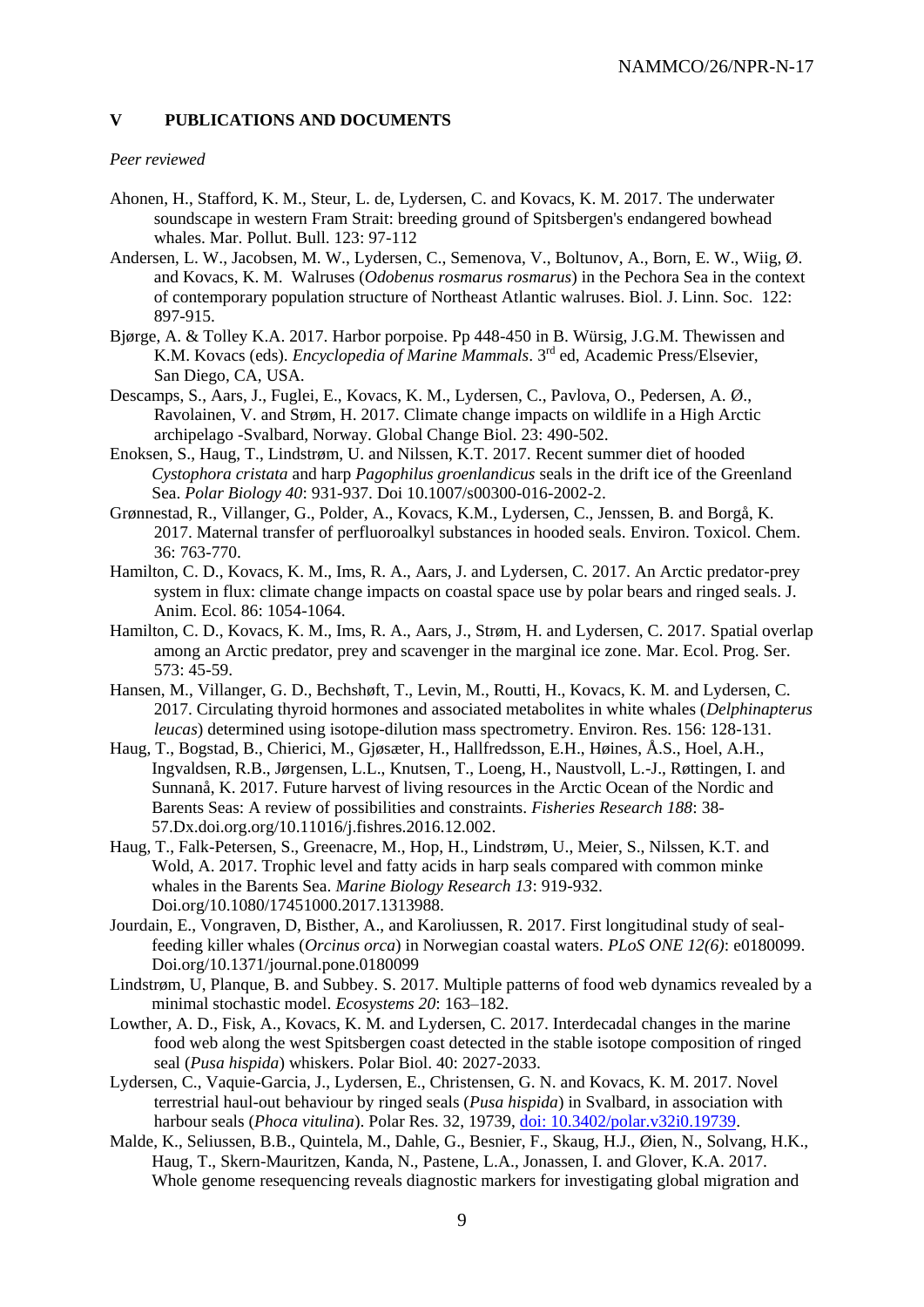## V PUBLICATIONS AND DOCUMENTS

*Peer reviewed*

Ahonen, H., Stafford, K. M., Steur, L. de, Lydersen, C. and Kovacs, K. M. 2017. The underwater soundscape in western Fram Strait: breeding ground of Spitsbergen's endangered bowhead whales. Mar. Pollut. Bull. 123: 97-112

Andersen, L. W., Jacobsen, M. W., Lydersen, C., Semenova, V., Boltunov, A., Born, E. W., Wiig, Ø. and Kovacs, K. M. Walruses (*Odobenus rosmarus rosmarus*) in the Pechora Sea in the context of contemporary population structure of Northeast Atlantic walruses. Biol. J. Linn. Soc. 122: 897-915.

Bjørge, A. & Tolley K.A. 2017. Harbor porpoise. Pp 448-450 in B. Würsig, J.G.M. Thewissen and K.M. Kovacs (eds). *Encyclopedia of Marine Mammals*. 3rd ed, Academic Press/Elsevier, San Diego, CA, USA.

Descamps, S., Aars, J., Fuglei, E., Kovacs, K. M., Lydersen, C., Pavlova, O., Pedersen, A. Ø., Ravolainen, V. and Strøm, H. 2017. Climate change impacts on wildlife in a High Arctic archipelago -Svalbard, Norway. Global Change Biol. 23: 490-502.

Enoksen, S., Haug, T., Lindstrøm, U. and Nilssen, K.T. 2017. Recent summer diet of hooded *Cystophora cristata* and harp *Pagophilus groenlandicus* seals in the drift ice of the Greenland Sea. *Polar Biology 40*: 931-937. Doi 10.1007/s00300-016-2002-2.

Grønnestad, R., Villanger, G., Polder, A., Kovacs, K.M., Lydersen, C., Jenssen, B. and Borgå, K. 2017. Maternal transfer of perfluoroalkyl substances in hooded seals. Environ. Toxicol. Chem. 36: 763-770.

Hamilton, C. D., Kovacs, K. M., Ims, R. A., Aars, J. and Lydersen, C. 2017. An Arctic predator-prey system in flux: climate change impacts on coastal space use by polar bears and ringed seals. J. Anim. Ecol. 86: 1054-1064.

Hamilton, C. D., Kovacs, K. M., Ims, R. A., Aars, J., Strøm, H. and Lydersen, C. 2017. Spatial overlap among an Arctic predator, prey and scavenger in the marginal ice zone. Mar. Ecol. Prog. Ser. 573: 45-59.

Hansen, M., Villanger, G. D., Bechshøft, T., Levin, M., Routti, H., Kovacs, K. M. and Lydersen, C. 2017. Circulating thyroid hormones and associated metabolites in white whales (*Delphinapterus leucas*) determined using isotope-dilution mass spectrometry. Environ. Res. 156: 128-131.

Haug, T., Bogstad, B., Chierici, M., Gjøsæter, H., Hallfredsson, E.H., Høines, Å.S., Hoel, A.H., Ingvaldsen, R.B., Jørgensen, L.L., Knutsen, T., Loeng, H., Naustvoll, L.-J., Røttingen, I. and Sunnanå, K. 2017. Future harvest of living resources in the Arctic Ocean of the Nordic and Barents Seas: A review of possibilities and constraints. *Fisheries Research 188*: 38-57.Dx.doi.org.org/10.11016/j.fishres.2016.12.002.

Haug, T., Falk-Petersen, S., Greenacre, M., Hop, H., Lindstrøm, U., Meier, S., Nilssen, K.T. and Wold, A. 2017. Trophic level and fatty acids in harp seals compared with common minke whales in the Barents Sea. *Marine Biology Research 13*: 919-932. Doi.org/10.1080/17451000.2017.1313988.

Jourdain, E., Vongraven, D, Bisther, A., and Karoliussen, R. 2017. First longitudinal study of seal-feeding killer whales (*Orcinus orca*) in Norwegian coastal waters. *PLoS ONE 12(6)*: e0180099. Doi.org/10.1371/journal.pone.0180099

Lindstrøm, U, Planque, B. and Subbey. S. 2017. Multiple patterns of food web dynamics revealed by a minimal stochastic model. *Ecosystems 20*: 163–182.

Lowther, A. D., Fisk, A., Kovacs, K. M. and Lydersen, C. 2017. Interdecadal changes in the marine food web along the west Spitsbergen coast detected in the stable isotope composition of ringed seal (*Pusa hispida*) whiskers. Polar Biol. 40: 2027-2033.

Lydersen, C., Vaquie-Garcia, J., Lydersen, E., Christensen, G. N. and Kovacs, K. M. 2017. Novel terrestrial haul-out behaviour by ringed seals (*Pusa hispida*) in Svalbard, in association with harbour seals (*Phoca vitulina*). Polar Res. 32, 19739, doi: 10.3402/polar.v32i0.19739.

Malde, K., Seliussen, B.B., Quintela, M., Dahle, G., Besnier, F., Skaug, H.J., Øien, N., Solvang, H.K., Haug, T., Skern-Mauritzen, Kanda, N., Pastene, L.A., Jonassen, I. and Glover, K.A. 2017. Whole genome resequencing reveals diagnostic markers for investigating global migration and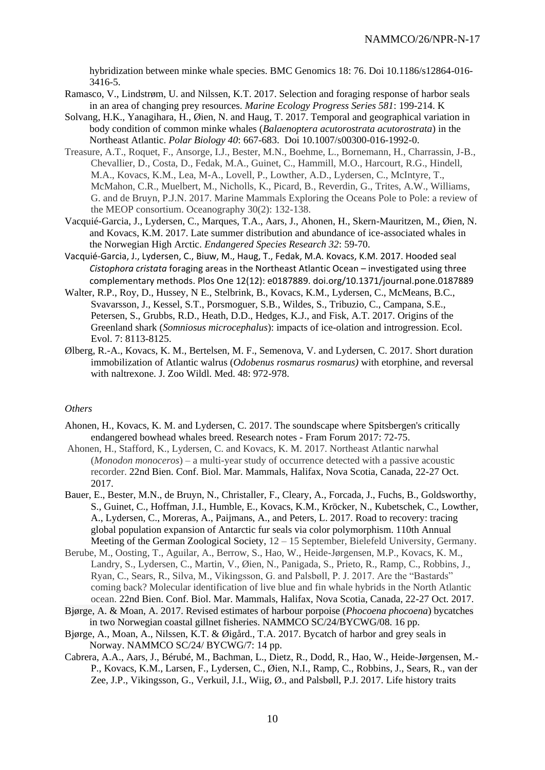hybridization between minke whale species. BMC Genomics 18: 76. Doi 10.1186/s12864-016-3416-5.

Ramasco, V., Lindstrøm, U. and Nilssen, K.T. 2017. Selection and foraging response of harbor seals in an area of changing prey resources. *Marine Ecology Progress Series 581*: 199-214. K

Solvang, H.K., Yanagihara, H., Øien, N. and Haug, T. 2017. Temporal and geographical variation in body condition of common minke whales (*Balaenoptera acutorostrata acutorostrata*) in the Northeast Atlantic. *Polar Biology 40*: 667-683. Doi 10.1007/s00300-016-1992-0.

Treasure, A.T., Roquet, F., Ansorge, I.J., Bester, M.N., Boehme, L., Bornemann, H., Charrassin, J-B., Chevallier, D., Costa, D., Fedak, M.A., Guinet, C., Hammill, M.O., Harcourt, R.G., Hindell, M.A., Kovacs, K.M., Lea, M-A., Lovell, P., Lowther, A.D., Lydersen, C., McIntyre, T., McMahon, C.R., Muelbert, M., Nicholls, K., Picard, B., Reverdin, G., Trites, A.W., Williams, G. and de Bruyn, P.J.N. 2017. Marine Mammals Exploring the Oceans Pole to Pole: a review of the MEOP consortium. Oceanography 30(2): 132-138.

Vacquié-Garcia, J., Lydersen, C., Marques, T.A., Aars, J., Ahonen, H., Skern-Mauritzen, M., Øien, N. and Kovacs, K.M. 2017. Late summer distribution and abundance of ice-associated whales in the Norwegian High Arctic. *Endangered Species Research 32*: 59-70.

Vacquié-Garcia, J., Lydersen, C., Biuw, M., Haug, T., Fedak, M.A. Kovacs, K.M. 2017. Hooded seal *Cistophora cristata* foraging areas in the Northeast Atlantic Ocean – investigated using three complementary methods. Plos One 12(12): e0187889. doi.org/10.1371/journal.pone.0187889

Walter, R.P., Roy, D., Hussey, N E., Stelbrink, B., Kovacs, K.M., Lydersen, C., McMeans, B.C., Svavarsson, J., Kessel, S.T., Porsmoguer, S.B., Wildes, S., Tribuzio, C., Campana, S.E., Petersen, S., Grubbs, R.D., Heath, D.D., Hedges, K.J., and Fisk, A.T. 2017. Origins of the Greenland shark (*Somniosus microcephalus*): impacts of ice-olation and introgression. Ecol. Evol. 7: 8113-8125.

Ølberg, R.-A., Kovacs, K. M., Bertelsen, M. F., Semenova, V. and Lydersen, C. 2017. Short duration immobilization of Atlantic walrus (*Odobenus rosmarus rosmarus)* with etorphine, and reversal with naltrexone. J. Zoo Wildl. Med. 48: 972-978.

*Others*

Ahonen, H., Kovacs, K. M. and Lydersen, C. 2017. The soundscape where Spitsbergen's critically endangered bowhead whales breed. Research notes - Fram Forum 2017: 72-75.

Ahonen, H., Stafford, K., Lydersen, C. and Kovacs, K. M. 2017. Northeast Atlantic narwhal (*Monodon monoceros*) – a multi-year study of occurrence detected with a passive acoustic recorder. 22nd Bien. Conf. Biol. Mar. Mammals, Halifax, Nova Scotia, Canada, 22-27 Oct. 2017.

Bauer, E., Bester, M.N., de Bruyn, N., Christaller, F., Cleary, A., Forcada, J., Fuchs, B., Goldsworthy, S., Guinet, C., Hoffman, J.I., Humble, E., Kovacs, K.M., Kröcker, N., Kubetschek, C., Lowther, A., Lydersen, C., Moreras, A., Paijmans, A., and Peters, L. 2017. Road to recovery: tracing global population expansion of Antarctic fur seals via color polymorphism. 110th Annual Meeting of the German Zoological Society, 12 – 15 September, Bielefeld University, Germany.

Berube, M., Oosting, T., Aguilar, A., Berrow, S., Hao, W., Heide-Jørgensen, M.P., Kovacs, K. M., Landry, S., Lydersen, C., Martin, V., Øien, N., Panigada, S., Prieto, R., Ramp, C., Robbins, J., Ryan, C., Sears, R., Silva, M., Vikingsson, G. and Palsbøll, P. J. 2017. Are the "Bastards" coming back? Molecular identification of live blue and fin whale hybrids in the North Atlantic ocean. 22nd Bien. Conf. Biol. Mar. Mammals, Halifax, Nova Scotia, Canada, 22-27 Oct. 2017.

Bjørge, A. & Moan, A. 2017. Revised estimates of harbour porpoise (*Phocoena phocoena*) bycatches in two Norwegian coastal gillnet fisheries. NAMMCO SC/24/BYCWG/08. 16 pp.

Bjørge, A., Moan, A., Nilssen, K.T. & Øigård., T.A. 2017. Bycatch of harbor and grey seals in Norway. NAMMCO SC/24/ BYCWG/7: 14 pp.

Cabrera, A.A., Aars, J., Bérubé, M., Bachman, L., Dietz, R., Dodd, R., Hao, W., Heide-Jørgensen, M.-P., Kovacs, K.M., Larsen, F., Lydersen, C., Øien, N.I., Ramp, C., Robbins, J., Sears, R., van der Zee, J.P., Vikingsson, G., Verkuil, J.I., Wiig, Ø., and Palsbøll, P.J. 2017. Life history traits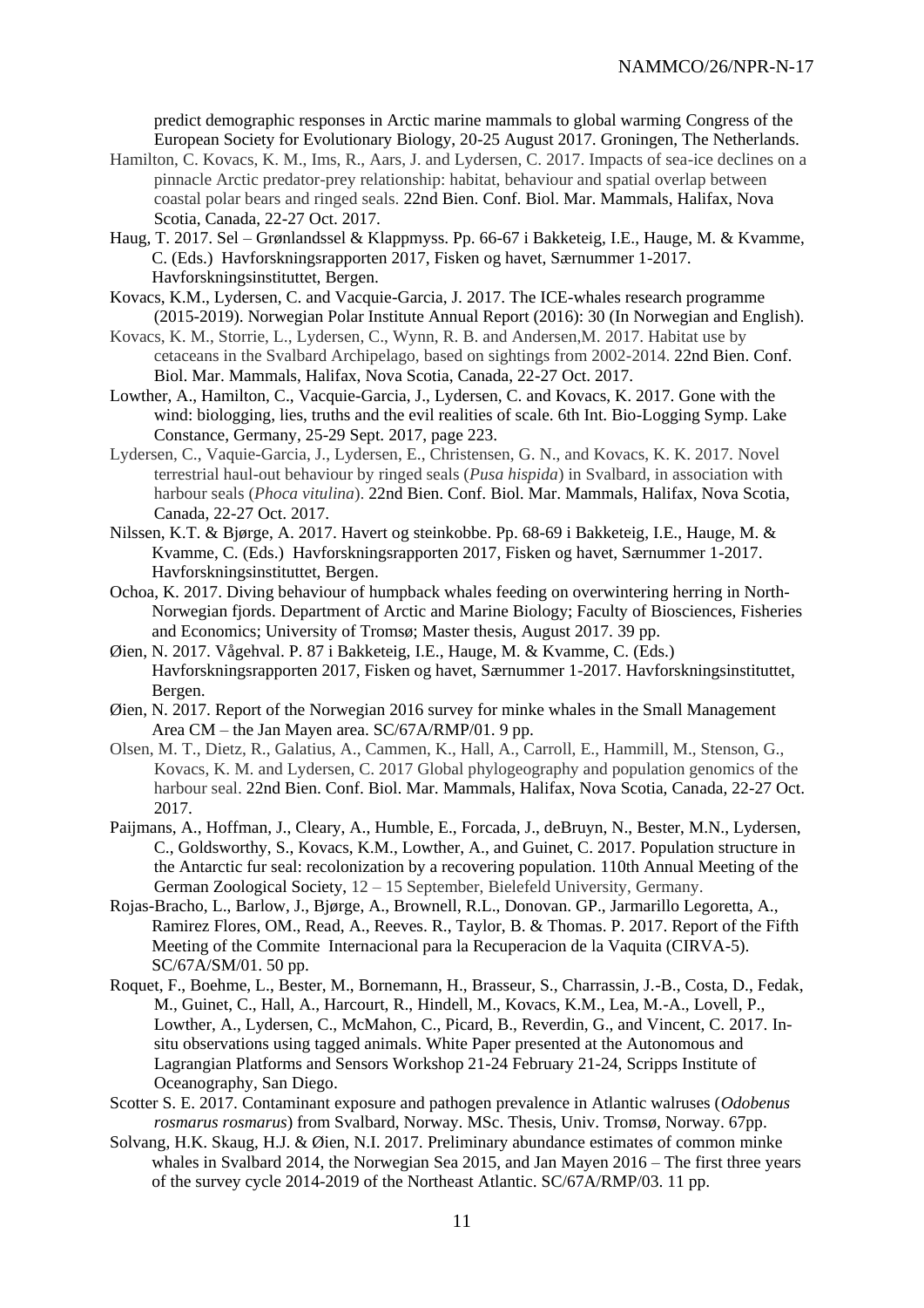predict demographic responses in Arctic marine mammals to global warming Congress of the European Society for Evolutionary Biology, 20-25 August 2017. Groningen, The Netherlands.

Hamilton, C. Kovacs, K. M., Ims, R., Aars, J. and Lydersen, C. 2017. Impacts of sea-ice declines on a pinnacle Arctic predator-prey relationship: habitat, behaviour and spatial overlap between coastal polar bears and ringed seals. 22nd Bien. Conf. Biol. Mar. Mammals, Halifax, Nova Scotia, Canada, 22-27 Oct. 2017.

Haug, T. 2017. Sel – Grønlandssel & Klappmyss. Pp. 66-67 i Bakketeig, I.E., Hauge, M. & Kvamme, C. (Eds.) Havforskningsrapporten 2017, Fisken og havet, Særnummer 1-2017. Havforskningsinstituttet, Bergen.

Kovacs, K.M., Lydersen, C. and Vacquie-Garcia, J. 2017. The ICE-whales research programme (2015-2019). Norwegian Polar Institute Annual Report (2016): 30 (In Norwegian and English).

Kovacs, K. M., Storrie, L., Lydersen, C., Wynn, R. B. and Andersen,M. 2017. Habitat use by cetaceans in the Svalbard Archipelago, based on sightings from 2002-2014. 22nd Bien. Conf. Biol. Mar. Mammals, Halifax, Nova Scotia, Canada, 22-27 Oct. 2017.

Lowther, A., Hamilton, C., Vacquie-Garcia, J., Lydersen, C. and Kovacs, K. 2017. Gone with the wind: biologging, lies, truths and the evil realities of scale. 6th Int. Bio-Logging Symp. Lake Constance, Germany, 25-29 Sept. 2017, page 223.

Lydersen, C., Vaquie-Garcia, J., Lydersen, E., Christensen, G. N., and Kovacs, K. K. 2017. Novel terrestrial haul-out behaviour by ringed seals (*Pusa hispida*) in Svalbard, in association with harbour seals (*Phoca vitulina*). 22nd Bien. Conf. Biol. Mar. Mammals, Halifax, Nova Scotia, Canada, 22-27 Oct. 2017.

Nilssen, K.T. & Bjørge, A. 2017. Havert og steinkobbe. Pp. 68-69 i Bakketeig, I.E., Hauge, M. & Kvamme, C. (Eds.) Havforskningsrapporten 2017, Fisken og havet, Særnummer 1-2017. Havforskningsinstituttet, Bergen.

Ochoa, K. 2017. Diving behaviour of humpback whales feeding on overwintering herring in North-Norwegian fjords. Department of Arctic and Marine Biology; Faculty of Biosciences, Fisheries and Economics; University of Tromsø; Master thesis, August 2017. 39 pp.

Øien, N. 2017. Vågehval. P. 87 i Bakketeig, I.E., Hauge, M. & Kvamme, C. (Eds.) Havforskningsrapporten 2017, Fisken og havet, Særnummer 1-2017. Havforskningsinstituttet, Bergen.

Øien, N. 2017. Report of the Norwegian 2016 survey for minke whales in the Small Management Area CM – the Jan Mayen area. SC/67A/RMP/01. 9 pp.

Olsen, M. T., Dietz, R., Galatius, A., Cammen, K., Hall, A., Carroll, E., Hammill, M., Stenson, G., Kovacs, K. M. and Lydersen, C. 2017 Global phylogeography and population genomics of the harbour seal. 22nd Bien. Conf. Biol. Mar. Mammals, Halifax, Nova Scotia, Canada, 22-27 Oct. 2017.

Paijmans, A., Hoffman, J., Cleary, A., Humble, E., Forcada, J., deBruyn, N., Bester, M.N., Lydersen, C., Goldsworthy, S., Kovacs, K.M., Lowther, A., and Guinet, C. 2017. Population structure in the Antarctic fur seal: recolonization by a recovering population. 110th Annual Meeting of the German Zoological Society, 12 – 15 September, Bielefeld University, Germany.

Rojas-Bracho, L., Barlow, J., Bjørge, A., Brownell, R.L., Donovan. GP., Jarmarillo Legoretta, A., Ramirez Flores, OM., Read, A., Reeves. R., Taylor, B. & Thomas. P. 2017. Report of the Fifth Meeting of the Commite Internacional para la Recuperacion de la Vaquita (CIRVA-5). SC/67A/SM/01. 50 pp.

Roquet, F., Boehme, L., Bester, M., Bornemann, H., Brasseur, S., Charrassin, J.-B., Costa, D., Fedak, M., Guinet, C., Hall, A., Harcourt, R., Hindell, M., Kovacs, K.M., Lea, M.-A., Lovell, P., Lowther, A., Lydersen, C., McMahon, C., Picard, B., Reverdin, G., and Vincent, C. 2017. In-situ observations using tagged animals. White Paper presented at the Autonomous and Lagrangian Platforms and Sensors Workshop 21-24 February 21-24, Scripps Institute of Oceanography, San Diego.

Scotter S. E. 2017. Contaminant exposure and pathogen prevalence in Atlantic walruses (*Odobenus rosmarus rosmarus*) from Svalbard, Norway. MSc. Thesis, Univ. Tromsø, Norway. 67pp.

Solvang, H.K. Skaug, H.J. & Øien, N.I. 2017. Preliminary abundance estimates of common minke whales in Svalbard 2014, the Norwegian Sea 2015, and Jan Mayen 2016 – The first three years of the survey cycle 2014-2019 of the Northeast Atlantic. SC/67A/RMP/03. 11 pp.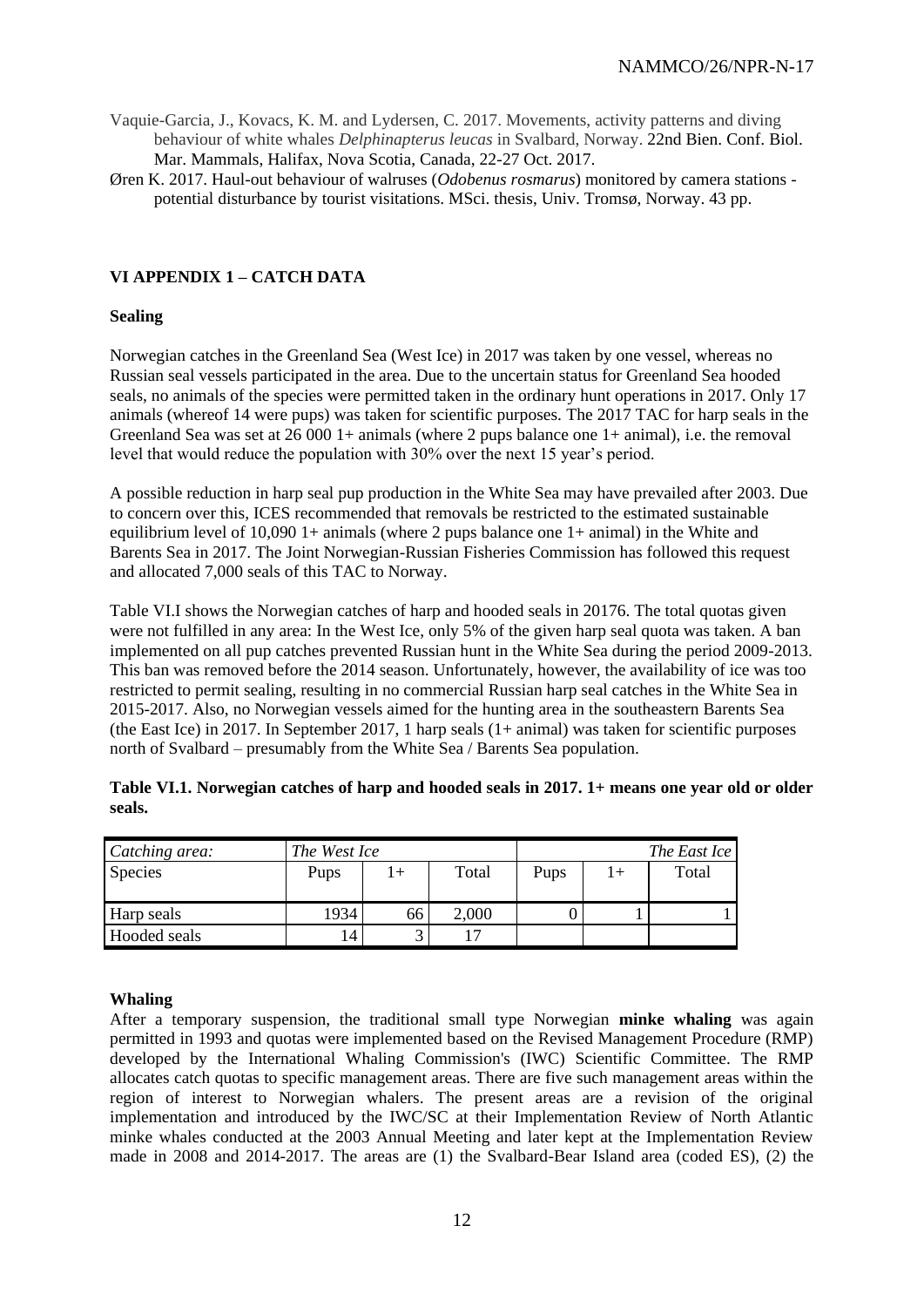Vaquie-Garcia, J., Kovacs, K. M. and Lydersen, C. 2017. Movements, activity patterns and diving behaviour of white whales *Delphinapterus leucas* in Svalbard, Norway. 22nd Bien. Conf. Biol. Mar. Mammals, Halifax, Nova Scotia, Canada, 22-27 Oct. 2017.

Øren K. 2017. Haul-out behaviour of walruses (*Odobenus rosmarus*) monitored by camera stations - potential disturbance by tourist visitations. MSci. thesis, Univ. Tromsø, Norway. 43 pp.

## VI APPENDIX 1 – CATCH DATA

### Sealing

Norwegian catches in the Greenland Sea (West Ice) in 2017 was taken by one vessel, whereas no Russian seal vessels participated in the area. Due to the uncertain status for Greenland Sea hooded seals, no animals of the species were permitted taken in the ordinary hunt operations in 2017. Only 17 animals (whereof 14 were pups) was taken for scientific purposes. The 2017 TAC for harp seals in the Greenland Sea was set at 26 000 1+ animals (where 2 pups balance one 1+ animal), i.e. the removal level that would reduce the population with 30% over the next 15 year's period.

A possible reduction in harp seal pup production in the White Sea may have prevailed after 2003. Due to concern over this, ICES recommended that removals be restricted to the estimated sustainable equilibrium level of 10,090 1+ animals (where 2 pups balance one 1+ animal) in the White and Barents Sea in 2017. The Joint Norwegian-Russian Fisheries Commission has followed this request and allocated 7,000 seals of this TAC to Norway.

Table VI.I shows the Norwegian catches of harp and hooded seals in 20176. The total quotas given were not fulfilled in any area: In the West Ice, only 5% of the given harp seal quota was taken. A ban implemented on all pup catches prevented Russian hunt in the White Sea during the period 2009-2013. This ban was removed before the 2014 season. Unfortunately, however, the availability of ice was too restricted to permit sealing, resulting in no commercial Russian harp seal catches in the White Sea in 2015-2017. Also, no Norwegian vessels aimed for the hunting area in the southeastern Barents Sea (the East Ice) in 2017. In September 2017, 1 harp seals (1+ animal) was taken for scientific purposes north of Svalbard – presumably from the White Sea / Barents Sea population.

**Table VI.1. Norwegian catches of harp and hooded seals in 2017. 1+ means one year old or older seals.**

| *Catching area:* | *The West Ice* | | | *The East Ice* | | |
|---|---|---|---|---|---|---|
| Species | Pups | 1+ | Total | Pups | 1+ | Total |
| Harp seals | 1934 | 66 | 2,000 | 0 | 1 | 1 |
| Hooded seals | 14 | 3 | 17 | | | |

### Whaling

After a temporary suspension, the traditional small type Norwegian **minke whaling** was again permitted in 1993 and quotas were implemented based on the Revised Management Procedure (RMP) developed by the International Whaling Commission's (IWC) Scientific Committee. The RMP allocates catch quotas to specific management areas. There are five such management areas within the region of interest to Norwegian whalers. The present areas are a revision of the original implementation and introduced by the IWC/SC at their Implementation Review of North Atlantic minke whales conducted at the 2003 Annual Meeting and later kept at the Implementation Review made in 2008 and 2014-2017. The areas are (1) the Svalbard-Bear Island area (coded ES), (2) the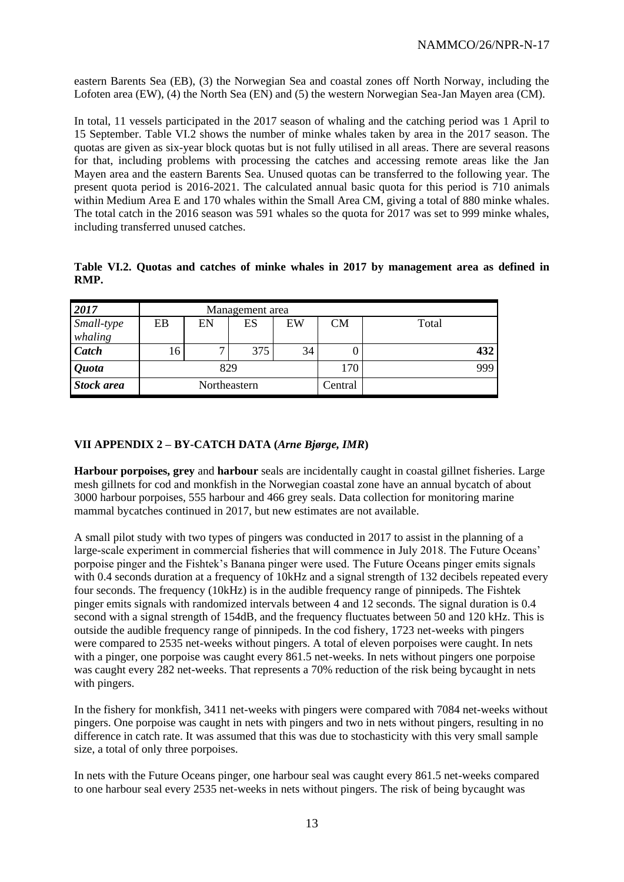eastern Barents Sea (EB), (3) the Norwegian Sea and coastal zones off North Norway, including the Lofoten area (EW), (4) the North Sea (EN) and (5) the western Norwegian Sea-Jan Mayen area (CM).

In total, 11 vessels participated in the 2017 season of whaling and the catching period was 1 April to 15 September. Table VI.2 shows the number of minke whales taken by area in the 2017 season. The quotas are given as six-year block quotas but is not fully utilised in all areas. There are several reasons for that, including problems with processing the catches and accessing remote areas like the Jan Mayen area and the eastern Barents Sea. Unused quotas can be transferred to the following year. The present quota period is 2016-2021. The calculated annual basic quota for this period is 710 animals within Medium Area E and 170 whales within the Small Area CM, giving a total of 880 minke whales. The total catch in the 2016 season was 591 whales so the quota for 2017 was set to 999 minke whales, including transferred unused catches.

**Table VI.2. Quotas and catches of minke whales in 2017 by management area as defined in RMP.**

| ***2017*** | Management area | | | | | |
|---|---|---|---|---|---|---|
| *Small-type whaling* | EB | EN | ES | EW | CM | Total |
| ***Catch*** | 16 | 7 | 375 | 34 | 0 | **432** |
| ***Quota*** | 829 | | | | 170 | 999 |
| ***Stock area*** | Northeastern | | | | Central | |

## VII APPENDIX 2 – BY-CATCH DATA (*Arne Bjørge, IMR*)

**Harbour porpoises, grey** and **harbour** seals are incidentally caught in coastal gillnet fisheries. Large mesh gillnets for cod and monkfish in the Norwegian coastal zone have an annual bycatch of about 3000 harbour porpoises, 555 harbour and 466 grey seals. Data collection for monitoring marine mammal bycatches continued in 2017, but new estimates are not available.

A small pilot study with two types of pingers was conducted in 2017 to assist in the planning of a large-scale experiment in commercial fisheries that will commence in July 2018. The Future Oceans' porpoise pinger and the Fishtek's Banana pinger were used. The Future Oceans pinger emits signals with 0.4 seconds duration at a frequency of 10kHz and a signal strength of 132 decibels repeated every four seconds. The frequency (10kHz) is in the audible frequency range of pinnipeds. The Fishtek pinger emits signals with randomized intervals between 4 and 12 seconds. The signal duration is 0.4 second with a signal strength of 154dB, and the frequency fluctuates between 50 and 120 kHz. This is outside the audible frequency range of pinnipeds. In the cod fishery, 1723 net-weeks with pingers were compared to 2535 net-weeks without pingers. A total of eleven porpoises were caught. In nets with a pinger, one porpoise was caught every 861.5 net-weeks. In nets without pingers one porpoise was caught every 282 net-weeks. That represents a 70% reduction of the risk being bycaught in nets with pingers.

In the fishery for monkfish, 3411 net-weeks with pingers were compared with 7084 net-weeks without pingers. One porpoise was caught in nets with pingers and two in nets without pingers, resulting in no difference in catch rate. It was assumed that this was due to stochasticity with this very small sample size, a total of only three porpoises.

In nets with the Future Oceans pinger, one harbour seal was caught every 861.5 net-weeks compared to one harbour seal every 2535 net-weeks in nets without pingers. The risk of being bycaught was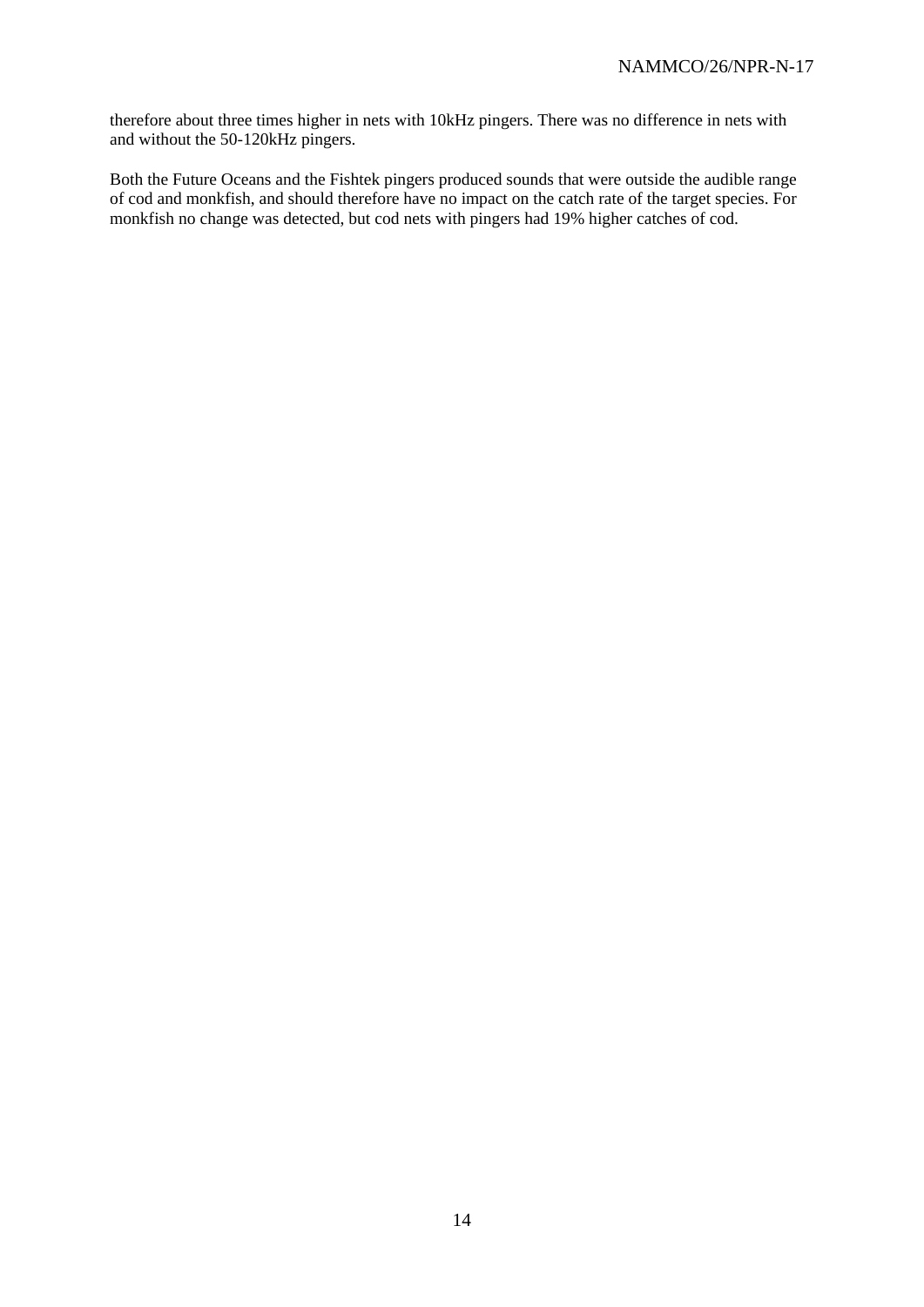therefore about three times higher in nets with 10kHz pingers. There was no difference in nets with and without the 50-120kHz pingers.

Both the Future Oceans and the Fishtek pingers produced sounds that were outside the audible range of cod and monkfish, and should therefore have no impact on the catch rate of the target species. For monkfish no change was detected, but cod nets with pingers had 19% higher catches of cod.